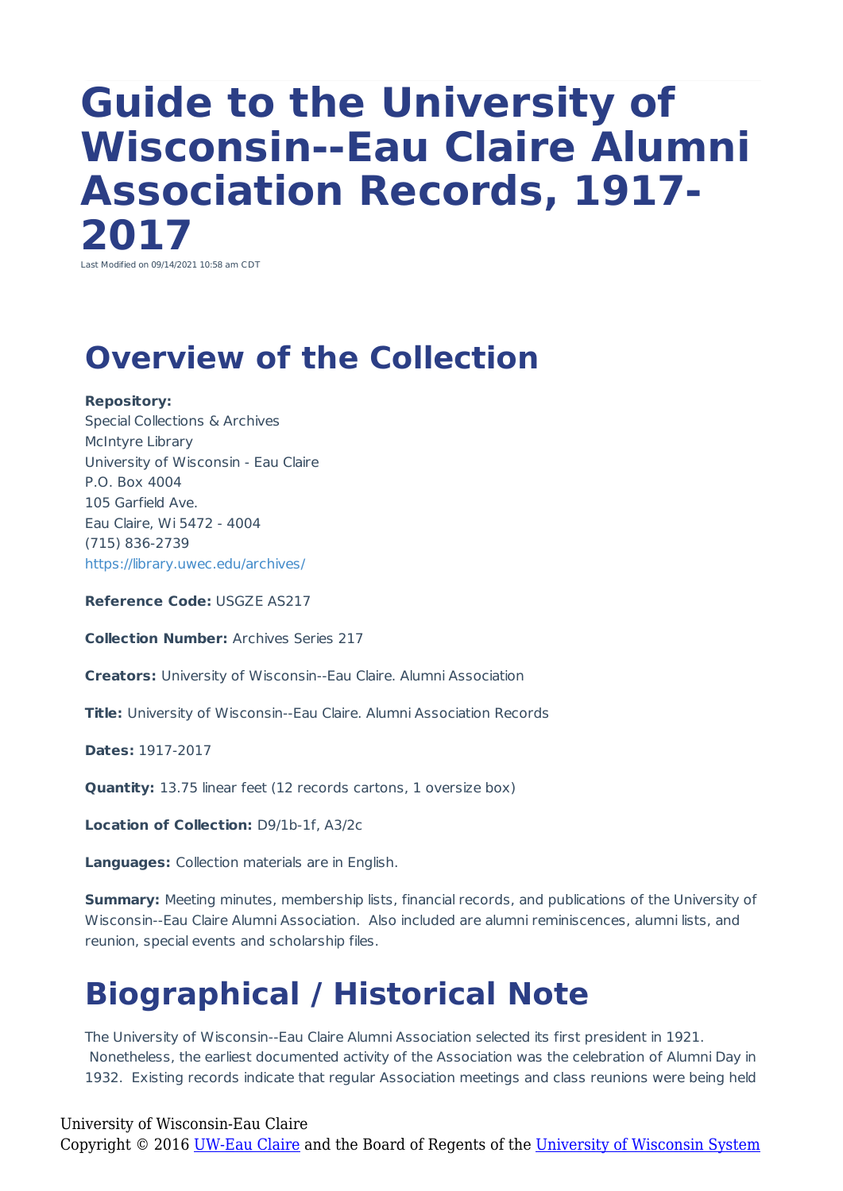# Guide to the University of Wisconsin--Eau Claire Alumni Association Records, 1917-2017

Last Modified on 09/14/2021 10:58 am CDT

## Overview of the Collection

**Repository:**
Special Collections & Archives
McIntyre Library
University of Wisconsin - Eau Claire
P.O. Box 4004
105 Garfield Ave.
Eau Claire, Wi 5472 - 4004
(715) 836-2739
https://library.uwec.edu/archives/

**Reference Code:** USGZE AS217

**Collection Number:** Archives Series 217

**Creators:** University of Wisconsin--Eau Claire. Alumni Association

**Title:** University of Wisconsin--Eau Claire. Alumni Association Records

**Dates:** 1917-2017

**Quantity:** 13.75 linear feet (12 records cartons, 1 oversize box)

**Location of Collection:** D9/1b-1f, A3/2c

**Languages:** Collection materials are in English.

**Summary:** Meeting minutes, membership lists, financial records, and publications of the University of Wisconsin--Eau Claire Alumni Association. Also included are alumni reminiscences, alumni lists, and reunion, special events and scholarship files.

## Biographical / Historical Note

The University of Wisconsin--Eau Claire Alumni Association selected its first president in 1921. Nonetheless, the earliest documented activity of the Association was the celebration of Alumni Day in 1932. Existing records indicate that regular Association meetings and class reunions were being held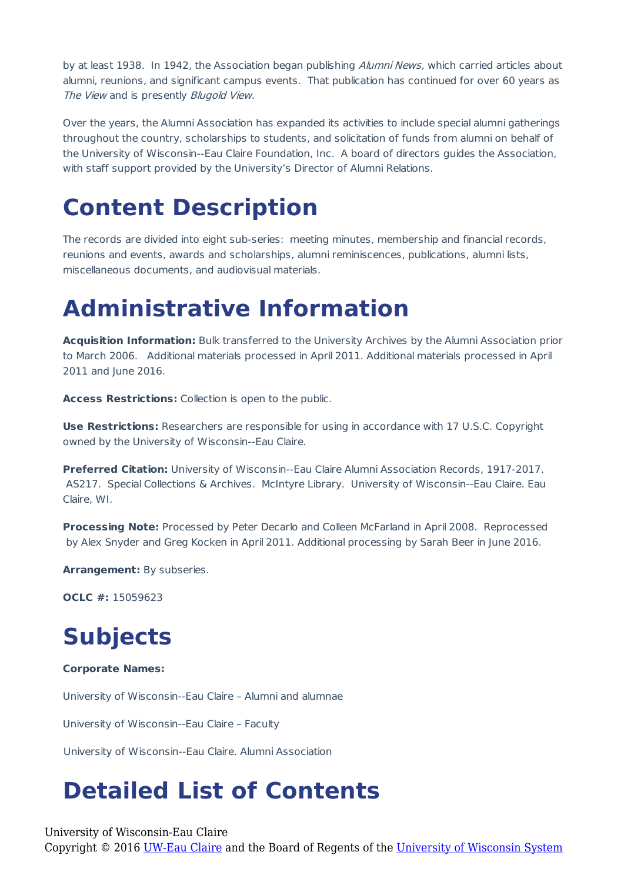by at least 1938. In 1942, the Association began publishing *Alumni News,* which carried articles about alumni, reunions, and significant campus events. That publication has continued for over 60 years as *The View* and is presently *Blugold View.*

Over the years, the Alumni Association has expanded its activities to include special alumni gatherings throughout the country, scholarships to students, and solicitation of funds from alumni on behalf of the University of Wisconsin--Eau Claire Foundation, Inc. A board of directors guides the Association, with staff support provided by the University's Director of Alumni Relations.

# Content Description

The records are divided into eight sub-series: meeting minutes, membership and financial records, reunions and events, awards and scholarships, alumni reminiscences, publications, alumni lists, miscellaneous documents, and audiovisual materials.

# Administrative Information

**Acquisition Information:** Bulk transferred to the University Archives by the Alumni Association prior to March 2006. Additional materials processed in April 2011. Additional materials processed in April 2011 and June 2016.

**Access Restrictions:** Collection is open to the public.

**Use Restrictions:** Researchers are responsible for using in accordance with 17 U.S.C. Copyright owned by the University of Wisconsin--Eau Claire.

**Preferred Citation:** University of Wisconsin--Eau Claire Alumni Association Records, 1917-2017. AS217. Special Collections & Archives. McIntyre Library. University of Wisconsin--Eau Claire. Eau Claire, WI.

**Processing Note:** Processed by Peter Decarlo and Colleen McFarland in April 2008. Reprocessed by Alex Snyder and Greg Kocken in April 2011. Additional processing by Sarah Beer in June 2016.

**Arrangement:** By subseries.

**OCLC #:** 15059623

# Subjects

**Corporate Names:**

University of Wisconsin--Eau Claire – Alumni and alumnae

University of Wisconsin--Eau Claire – Faculty

University of Wisconsin--Eau Claire. Alumni Association

# Detailed List of Contents

University of Wisconsin-Eau Claire
Copyright © 2016 UW-Eau Claire and the Board of Regents of the University of Wisconsin System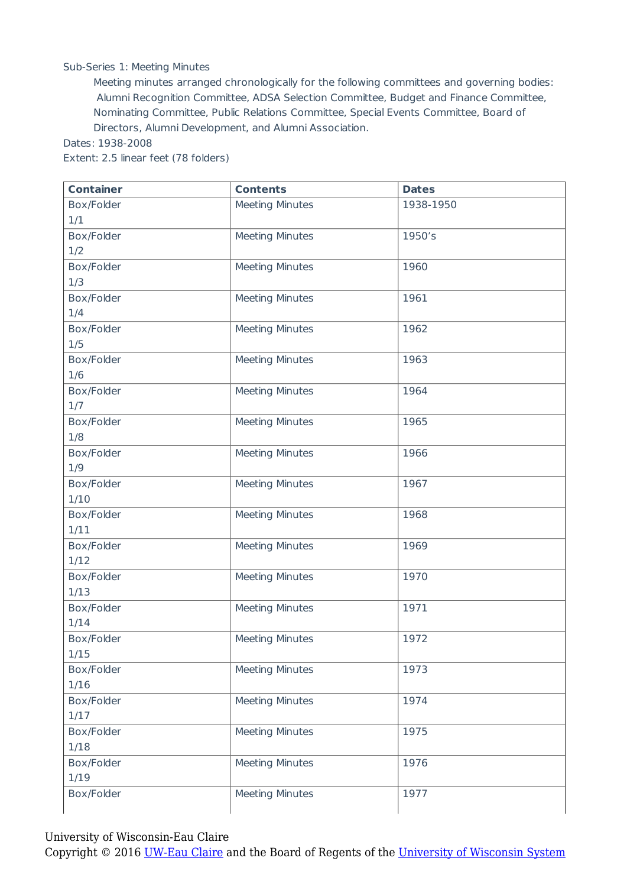Sub-Series 1: Meeting Minutes

Meeting minutes arranged chronologically for the following committees and governing bodies: Alumni Recognition Committee, ADSA Selection Committee, Budget and Finance Committee, Nominating Committee, Public Relations Committee, Special Events Committee, Board of Directors, Alumni Development, and Alumni Association.

Dates: 1938-2008

Extent: 2.5 linear feet (78 folders)

| Container | Contents | Dates |
|---|---|---|
| Box/Folder 1/1 | Meeting Minutes | 1938-1950 |
| Box/Folder 1/2 | Meeting Minutes | 1950's |
| Box/Folder 1/3 | Meeting Minutes | 1960 |
| Box/Folder 1/4 | Meeting Minutes | 1961 |
| Box/Folder 1/5 | Meeting Minutes | 1962 |
| Box/Folder 1/6 | Meeting Minutes | 1963 |
| Box/Folder 1/7 | Meeting Minutes | 1964 |
| Box/Folder 1/8 | Meeting Minutes | 1965 |
| Box/Folder 1/9 | Meeting Minutes | 1966 |
| Box/Folder 1/10 | Meeting Minutes | 1967 |
| Box/Folder 1/11 | Meeting Minutes | 1968 |
| Box/Folder 1/12 | Meeting Minutes | 1969 |
| Box/Folder 1/13 | Meeting Minutes | 1970 |
| Box/Folder 1/14 | Meeting Minutes | 1971 |
| Box/Folder 1/15 | Meeting Minutes | 1972 |
| Box/Folder 1/16 | Meeting Minutes | 1973 |
| Box/Folder 1/17 | Meeting Minutes | 1974 |
| Box/Folder 1/18 | Meeting Minutes | 1975 |
| Box/Folder 1/19 | Meeting Minutes | 1976 |
| Box/Folder | Meeting Minutes | 1977 |

University of Wisconsin-Eau Claire
Copyright © 2016 UW-Eau Claire and the Board of Regents of the University of Wisconsin System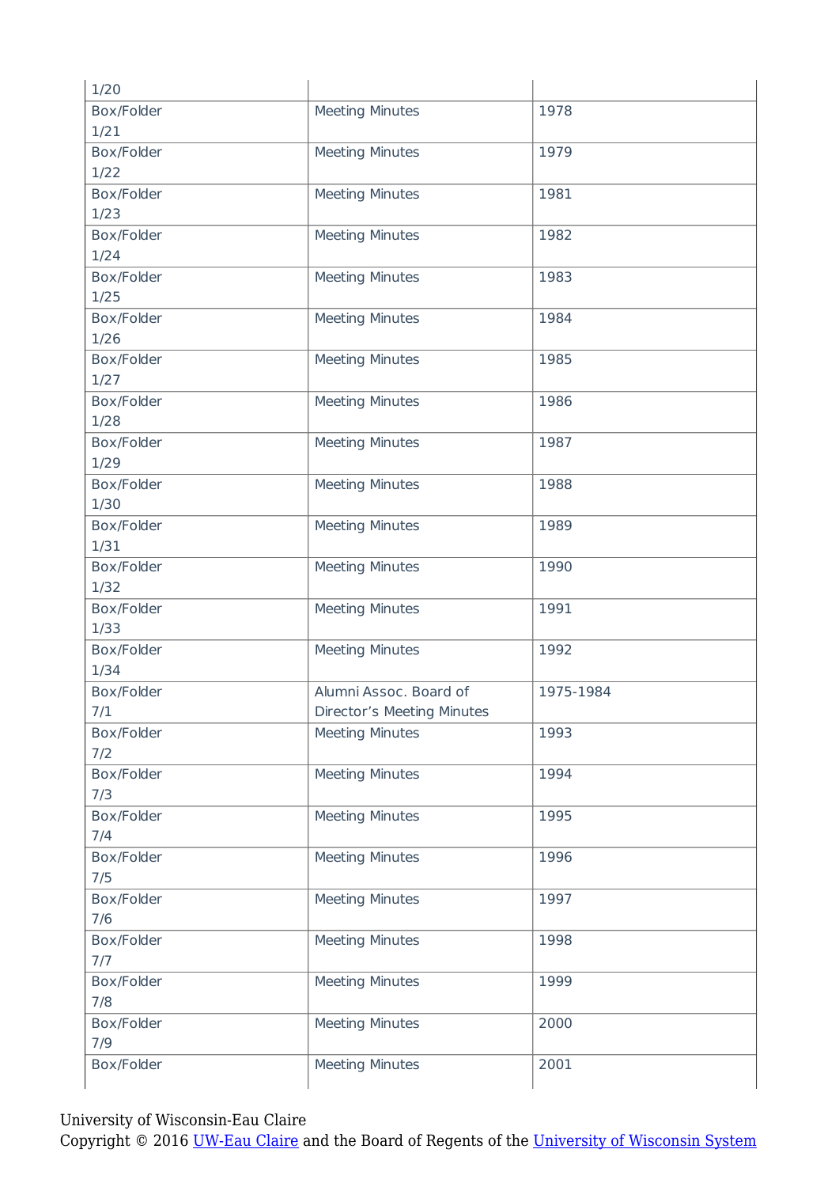| | | |
|---|---|---|
| 1/20 | | |
| Box/Folder 1/21 | Meeting Minutes | 1978 |
| Box/Folder 1/22 | Meeting Minutes | 1979 |
| Box/Folder 1/23 | Meeting Minutes | 1981 |
| Box/Folder 1/24 | Meeting Minutes | 1982 |
| Box/Folder 1/25 | Meeting Minutes | 1983 |
| Box/Folder 1/26 | Meeting Minutes | 1984 |
| Box/Folder 1/27 | Meeting Minutes | 1985 |
| Box/Folder 1/28 | Meeting Minutes | 1986 |
| Box/Folder 1/29 | Meeting Minutes | 1987 |
| Box/Folder 1/30 | Meeting Minutes | 1988 |
| Box/Folder 1/31 | Meeting Minutes | 1989 |
| Box/Folder 1/32 | Meeting Minutes | 1990 |
| Box/Folder 1/33 | Meeting Minutes | 1991 |
| Box/Folder 1/34 | Meeting Minutes | 1992 |
| Box/Folder 7/1 | Alumni Assoc. Board of Director's Meeting Minutes | 1975-1984 |
| Box/Folder 7/2 | Meeting Minutes | 1993 |
| Box/Folder 7/3 | Meeting Minutes | 1994 |
| Box/Folder 7/4 | Meeting Minutes | 1995 |
| Box/Folder 7/5 | Meeting Minutes | 1996 |
| Box/Folder 7/6 | Meeting Minutes | 1997 |
| Box/Folder 7/7 | Meeting Minutes | 1998 |
| Box/Folder 7/8 | Meeting Minutes | 1999 |
| Box/Folder 7/9 | Meeting Minutes | 2000 |
| Box/Folder | Meeting Minutes | 2001 |

University of Wisconsin-Eau Claire
Copyright © 2016 UW-Eau Claire and the Board of Regents of the University of Wisconsin System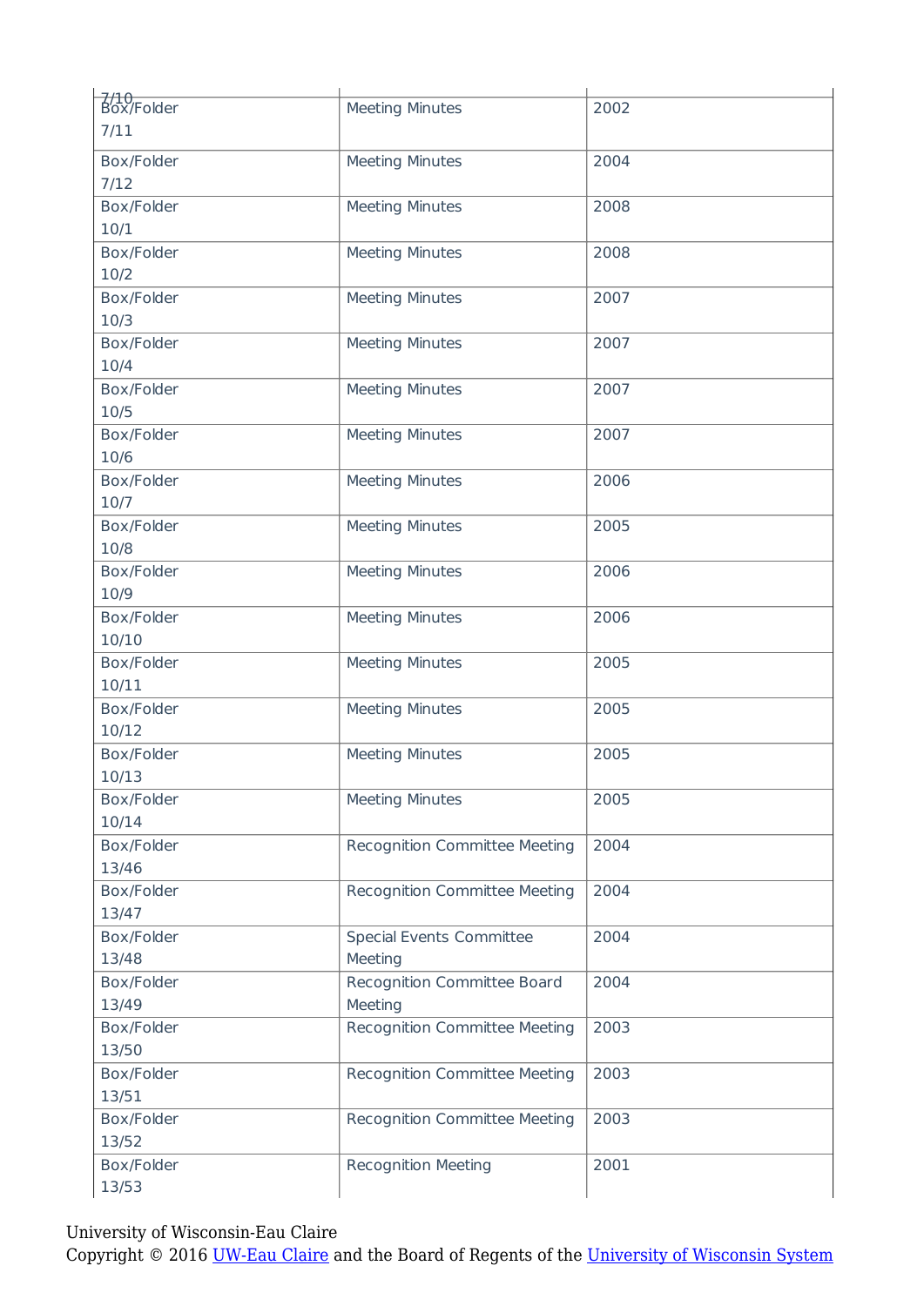| 7/10 | | |
|---|---|---|
| Box/Folder 7/11 | Meeting Minutes | 2002 |
| Box/Folder 7/12 | Meeting Minutes | 2004 |
| Box/Folder 10/1 | Meeting Minutes | 2008 |
| Box/Folder 10/2 | Meeting Minutes | 2008 |
| Box/Folder 10/3 | Meeting Minutes | 2007 |
| Box/Folder 10/4 | Meeting Minutes | 2007 |
| Box/Folder 10/5 | Meeting Minutes | 2007 |
| Box/Folder 10/6 | Meeting Minutes | 2007 |
| Box/Folder 10/7 | Meeting Minutes | 2006 |
| Box/Folder 10/8 | Meeting Minutes | 2005 |
| Box/Folder 10/9 | Meeting Minutes | 2006 |
| Box/Folder 10/10 | Meeting Minutes | 2006 |
| Box/Folder 10/11 | Meeting Minutes | 2005 |
| Box/Folder 10/12 | Meeting Minutes | 2005 |
| Box/Folder 10/13 | Meeting Minutes | 2005 |
| Box/Folder 10/14 | Meeting Minutes | 2005 |
| Box/Folder 13/46 | Recognition Committee Meeting | 2004 |
| Box/Folder 13/47 | Recognition Committee Meeting | 2004 |
| Box/Folder 13/48 | Special Events Committee Meeting | 2004 |
| Box/Folder 13/49 | Recognition Committee Board Meeting | 2004 |
| Box/Folder 13/50 | Recognition Committee Meeting | 2003 |
| Box/Folder 13/51 | Recognition Committee Meeting | 2003 |
| Box/Folder 13/52 | Recognition Committee Meeting | 2003 |
| Box/Folder 13/53 | Recognition Meeting | 2001 |

University of Wisconsin-Eau Claire
Copyright © 2016 UW-Eau Claire and the Board of Regents of the University of Wisconsin System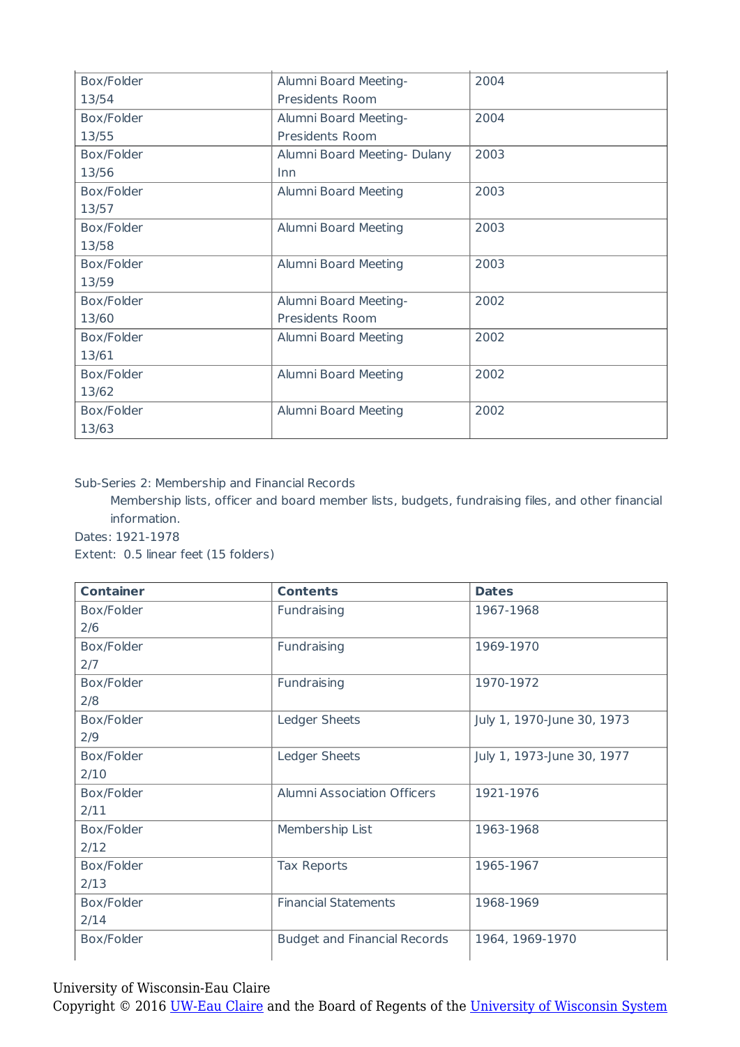| Container | Contents | Dates |
|---|---|---|
| Box/Folder 13/54 | Alumni Board Meeting- Presidents Room | 2004 |
| Box/Folder 13/55 | Alumni Board Meeting- Presidents Room | 2004 |
| Box/Folder 13/56 | Alumni Board Meeting- Dulany Inn | 2003 |
| Box/Folder 13/57 | Alumni Board Meeting | 2003 |
| Box/Folder 13/58 | Alumni Board Meeting | 2003 |
| Box/Folder 13/59 | Alumni Board Meeting | 2003 |
| Box/Folder 13/60 | Alumni Board Meeting- Presidents Room | 2002 |
| Box/Folder 13/61 | Alumni Board Meeting | 2002 |
| Box/Folder 13/62 | Alumni Board Meeting | 2002 |
| Box/Folder 13/63 | Alumni Board Meeting | 2002 |

Sub-Series 2: Membership and Financial Records

Membership lists, officer and board member lists, budgets, fundraising files, and other financial information.

Dates: 1921-1978

Extent: 0.5 linear feet (15 folders)

| Container | Contents | Dates |
|---|---|---|
| Box/Folder 2/6 | Fundraising | 1967-1968 |
| Box/Folder 2/7 | Fundraising | 1969-1970 |
| Box/Folder 2/8 | Fundraising | 1970-1972 |
| Box/Folder 2/9 | Ledger Sheets | July 1, 1970-June 30, 1973 |
| Box/Folder 2/10 | Ledger Sheets | July 1, 1973-June 30, 1977 |
| Box/Folder 2/11 | Alumni Association Officers | 1921-1976 |
| Box/Folder 2/12 | Membership List | 1963-1968 |
| Box/Folder 2/13 | Tax Reports | 1965-1967 |
| Box/Folder 2/14 | Financial Statements | 1968-1969 |
| Box/Folder | Budget and Financial Records | 1964, 1969-1970 |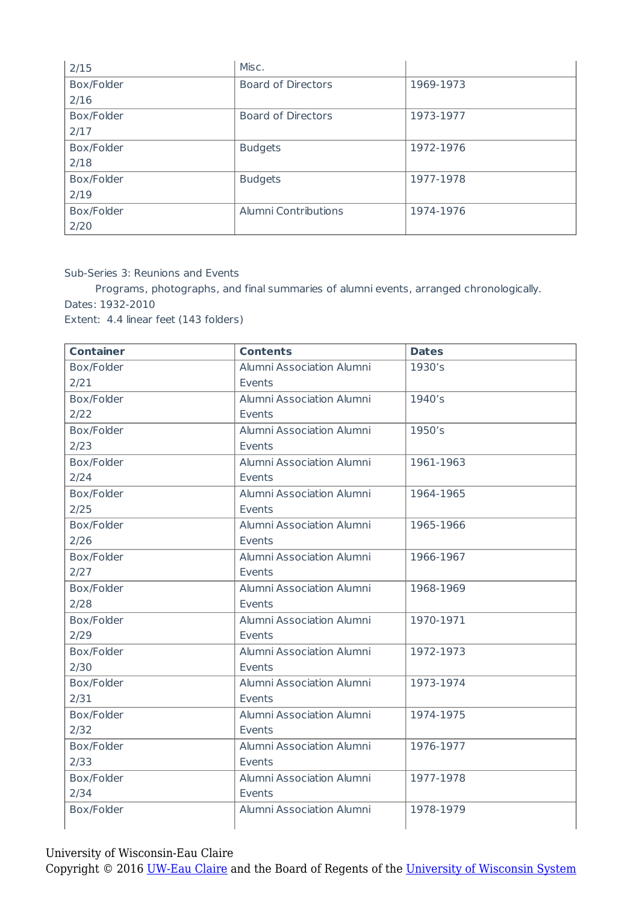| | | |
|---|---|---|
| 2/15 | Misc. | |
| Box/Folder 2/16 | Board of Directors | 1969-1973 |
| Box/Folder 2/17 | Board of Directors | 1973-1977 |
| Box/Folder 2/18 | Budgets | 1972-1976 |
| Box/Folder 2/19 | Budgets | 1977-1978 |
| Box/Folder 2/20 | Alumni Contributions | 1974-1976 |

Sub-Series 3: Reunions and Events

Programs, photographs, and final summaries of alumni events, arranged chronologically.

Dates: 1932-2010

Extent: 4.4 linear feet (143 folders)

| **Container** | **Contents** | **Dates** |
|---|---|---|
| Box/Folder 2/21 | Alumni Association Alumni Events | 1930's |
| Box/Folder 2/22 | Alumni Association Alumni Events | 1940's |
| Box/Folder 2/23 | Alumni Association Alumni Events | 1950's |
| Box/Folder 2/24 | Alumni Association Alumni Events | 1961-1963 |
| Box/Folder 2/25 | Alumni Association Alumni Events | 1964-1965 |
| Box/Folder 2/26 | Alumni Association Alumni Events | 1965-1966 |
| Box/Folder 2/27 | Alumni Association Alumni Events | 1966-1967 |
| Box/Folder 2/28 | Alumni Association Alumni Events | 1968-1969 |
| Box/Folder 2/29 | Alumni Association Alumni Events | 1970-1971 |
| Box/Folder 2/30 | Alumni Association Alumni Events | 1972-1973 |
| Box/Folder 2/31 | Alumni Association Alumni Events | 1973-1974 |
| Box/Folder 2/32 | Alumni Association Alumni Events | 1974-1975 |
| Box/Folder 2/33 | Alumni Association Alumni Events | 1976-1977 |
| Box/Folder 2/34 | Alumni Association Alumni Events | 1977-1978 |
| Box/Folder | Alumni Association Alumni | 1978-1979 |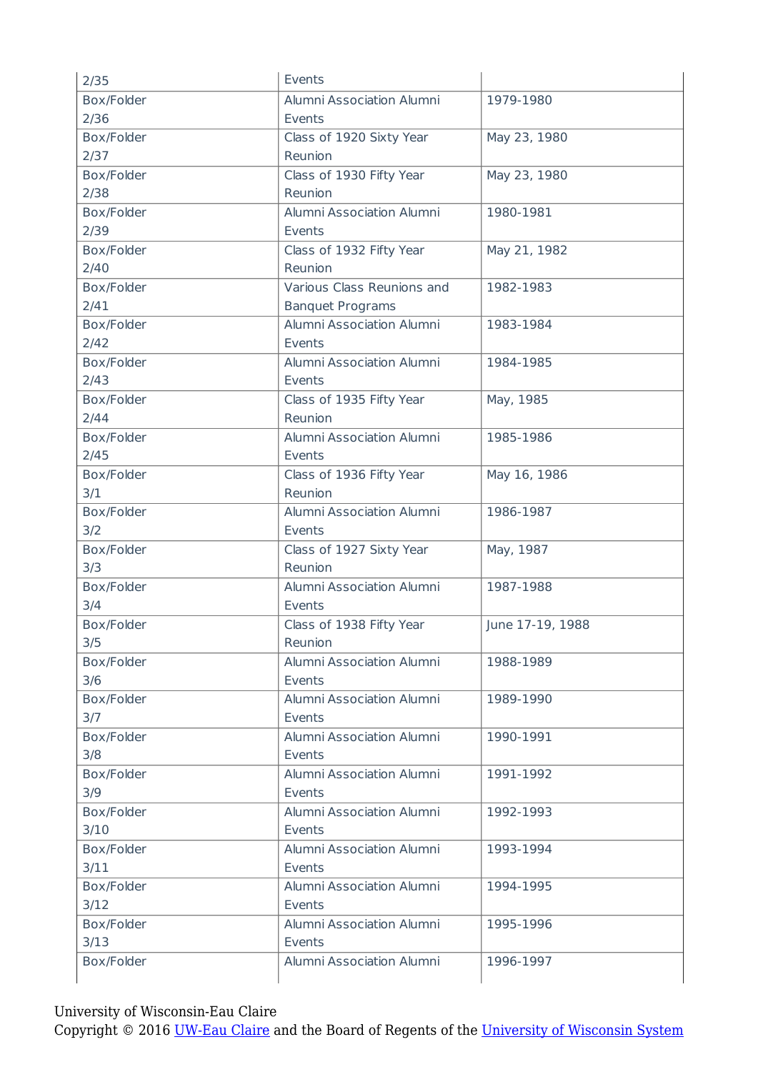| | | |
|---|---|---|
| 2/35 | Events | |
| Box/Folder 2/36 | Alumni Association Alumni Events | 1979-1980 |
| Box/Folder 2/37 | Class of 1920 Sixty Year Reunion | May 23, 1980 |
| Box/Folder 2/38 | Class of 1930 Fifty Year Reunion | May 23, 1980 |
| Box/Folder 2/39 | Alumni Association Alumni Events | 1980-1981 |
| Box/Folder 2/40 | Class of 1932 Fifty Year Reunion | May 21, 1982 |
| Box/Folder 2/41 | Various Class Reunions and Banquet Programs | 1982-1983 |
| Box/Folder 2/42 | Alumni Association Alumni Events | 1983-1984 |
| Box/Folder 2/43 | Alumni Association Alumni Events | 1984-1985 |
| Box/Folder 2/44 | Class of 1935 Fifty Year Reunion | May, 1985 |
| Box/Folder 2/45 | Alumni Association Alumni Events | 1985-1986 |
| Box/Folder 3/1 | Class of 1936 Fifty Year Reunion | May 16, 1986 |
| Box/Folder 3/2 | Alumni Association Alumni Events | 1986-1987 |
| Box/Folder 3/3 | Class of 1927 Sixty Year Reunion | May, 1987 |
| Box/Folder 3/4 | Alumni Association Alumni Events | 1987-1988 |
| Box/Folder 3/5 | Class of 1938 Fifty Year Reunion | June 17-19, 1988 |
| Box/Folder 3/6 | Alumni Association Alumni Events | 1988-1989 |
| Box/Folder 3/7 | Alumni Association Alumni Events | 1989-1990 |
| Box/Folder 3/8 | Alumni Association Alumni Events | 1990-1991 |
| Box/Folder 3/9 | Alumni Association Alumni Events | 1991-1992 |
| Box/Folder 3/10 | Alumni Association Alumni Events | 1992-1993 |
| Box/Folder 3/11 | Alumni Association Alumni Events | 1993-1994 |
| Box/Folder 3/12 | Alumni Association Alumni Events | 1994-1995 |
| Box/Folder 3/13 | Alumni Association Alumni Events | 1995-1996 |
| Box/Folder | Alumni Association Alumni | 1996-1997 |

University of Wisconsin-Eau Claire
Copyright © 2016 UW-Eau Claire and the Board of Regents of the University of Wisconsin System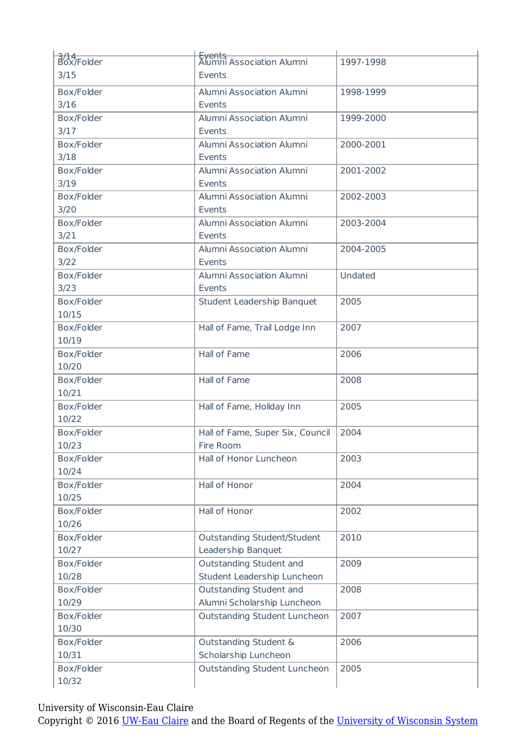| | | |
|---|---|---|
| 3/14 | Events | |
| Box/Folder 3/15 | Alumni Association Alumni Events | 1997-1998 |
| Box/Folder 3/16 | Alumni Association Alumni Events | 1998-1999 |
| Box/Folder 3/17 | Alumni Association Alumni Events | 1999-2000 |
| Box/Folder 3/18 | Alumni Association Alumni Events | 2000-2001 |
| Box/Folder 3/19 | Alumni Association Alumni Events | 2001-2002 |
| Box/Folder 3/20 | Alumni Association Alumni Events | 2002-2003 |
| Box/Folder 3/21 | Alumni Association Alumni Events | 2003-2004 |
| Box/Folder 3/22 | Alumni Association Alumni Events | 2004-2005 |
| Box/Folder 3/23 | Alumni Association Alumni Events | Undated |
| Box/Folder 10/15 | Student Leadership Banquet | 2005 |
| Box/Folder 10/19 | Hall of Fame, Trail Lodge Inn | 2007 |
| Box/Folder 10/20 | Hall of Fame | 2006 |
| Box/Folder 10/21 | Hall of Fame | 2008 |
| Box/Folder 10/22 | Hall of Fame, Holiday Inn | 2005 |
| Box/Folder 10/23 | Hall of Fame, Super Six, Council Fire Room | 2004 |
| Box/Folder 10/24 | Hall of Honor Luncheon | 2003 |
| Box/Folder 10/25 | Hall of Honor | 2004 |
| Box/Folder 10/26 | Hall of Honor | 2002 |
| Box/Folder 10/27 | Outstanding Student/Student Leadership Banquet | 2010 |
| Box/Folder 10/28 | Outstanding Student and Student Leadership Luncheon | 2009 |
| Box/Folder 10/29 | Outstanding Student and Alumni Scholarship Luncheon | 2008 |
| Box/Folder 10/30 | Outstanding Student Luncheon | 2007 |
| Box/Folder 10/31 | Outstanding Student & Scholarship Luncheon | 2006 |
| Box/Folder 10/32 | Outstanding Student Luncheon | 2005 |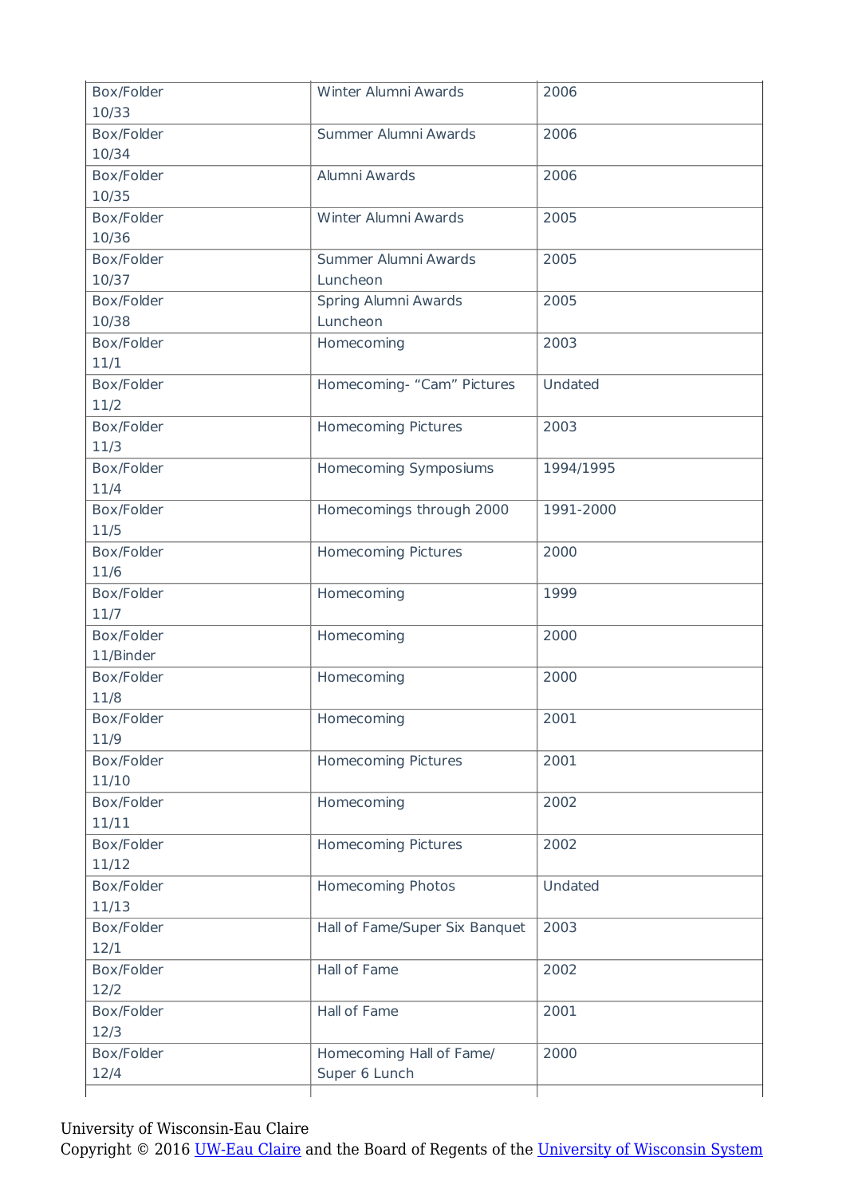| Box/Folder 10/33 | Winter Alumni Awards | 2006 |
|---|---|---|
| Box/Folder 10/34 | Summer Alumni Awards | 2006 |
| Box/Folder 10/35 | Alumni Awards | 2006 |
| Box/Folder 10/36 | Winter Alumni Awards | 2005 |
| Box/Folder 10/37 | Summer Alumni Awards Luncheon | 2005 |
| Box/Folder 10/38 | Spring Alumni Awards Luncheon | 2005 |
| Box/Folder 11/1 | Homecoming | 2003 |
| Box/Folder 11/2 | Homecoming- “Cam” Pictures | Undated |
| Box/Folder 11/3 | Homecoming Pictures | 2003 |
| Box/Folder 11/4 | Homecoming Symposiums | 1994/1995 |
| Box/Folder 11/5 | Homecomings through 2000 | 1991-2000 |
| Box/Folder 11/6 | Homecoming Pictures | 2000 |
| Box/Folder 11/7 | Homecoming | 1999 |
| Box/Folder 11/Binder | Homecoming | 2000 |
| Box/Folder 11/8 | Homecoming | 2000 |
| Box/Folder 11/9 | Homecoming | 2001 |
| Box/Folder 11/10 | Homecoming Pictures | 2001 |
| Box/Folder 11/11 | Homecoming | 2002 |
| Box/Folder 11/12 | Homecoming Pictures | 2002 |
| Box/Folder 11/13 | Homecoming Photos | Undated |
| Box/Folder 12/1 | Hall of Fame/Super Six Banquet | 2003 |
| Box/Folder 12/2 | Hall of Fame | 2002 |
| Box/Folder 12/3 | Hall of Fame | 2001 |
| Box/Folder 12/4 | Homecoming Hall of Fame/ Super 6 Lunch | 2000 |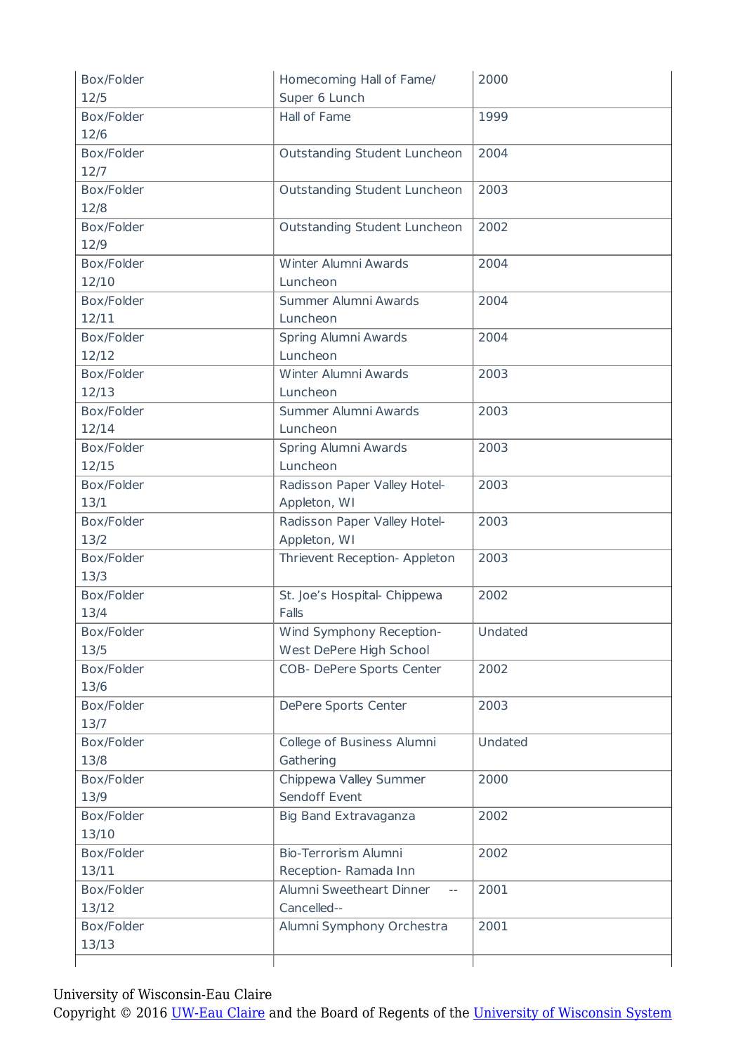| Box/Folder 12/5 | Homecoming Hall of Fame/ Super 6 Lunch | 2000 |
|---|---|---|
| Box/Folder 12/6 | Hall of Fame | 1999 |
| Box/Folder 12/7 | Outstanding Student Luncheon | 2004 |
| Box/Folder 12/8 | Outstanding Student Luncheon | 2003 |
| Box/Folder 12/9 | Outstanding Student Luncheon | 2002 |
| Box/Folder 12/10 | Winter Alumni Awards Luncheon | 2004 |
| Box/Folder 12/11 | Summer Alumni Awards Luncheon | 2004 |
| Box/Folder 12/12 | Spring Alumni Awards Luncheon | 2004 |
| Box/Folder 12/13 | Winter Alumni Awards Luncheon | 2003 |
| Box/Folder 12/14 | Summer Alumni Awards Luncheon | 2003 |
| Box/Folder 12/15 | Spring Alumni Awards Luncheon | 2003 |
| Box/Folder 13/1 | Radisson Paper Valley Hotel- Appleton, WI | 2003 |
| Box/Folder 13/2 | Radisson Paper Valley Hotel- Appleton, WI | 2003 |
| Box/Folder 13/3 | Thrievent Reception- Appleton | 2003 |
| Box/Folder 13/4 | St. Joe's Hospital- Chippewa Falls | 2002 |
| Box/Folder 13/5 | Wind Symphony Reception- West DePere High School | Undated |
| Box/Folder 13/6 | COB- DePere Sports Center | 2002 |
| Box/Folder 13/7 | DePere Sports Center | 2003 |
| Box/Folder 13/8 | College of Business Alumni Gathering | Undated |
| Box/Folder 13/9 | Chippewa Valley Summer Sendoff Event | 2000 |
| Box/Folder 13/10 | Big Band Extravaganza | 2002 |
| Box/Folder 13/11 | Bio-Terrorism Alumni Reception- Ramada Inn | 2002 |
| Box/Folder 13/12 | Alumni Sweetheart Dinner -- Cancelled-- | 2001 |
| Box/Folder 13/13 | Alumni Symphony Orchestra | 2001 |

University of Wisconsin-Eau Claire
Copyright © 2016 UW-Eau Claire and the Board of Regents of the University of Wisconsin System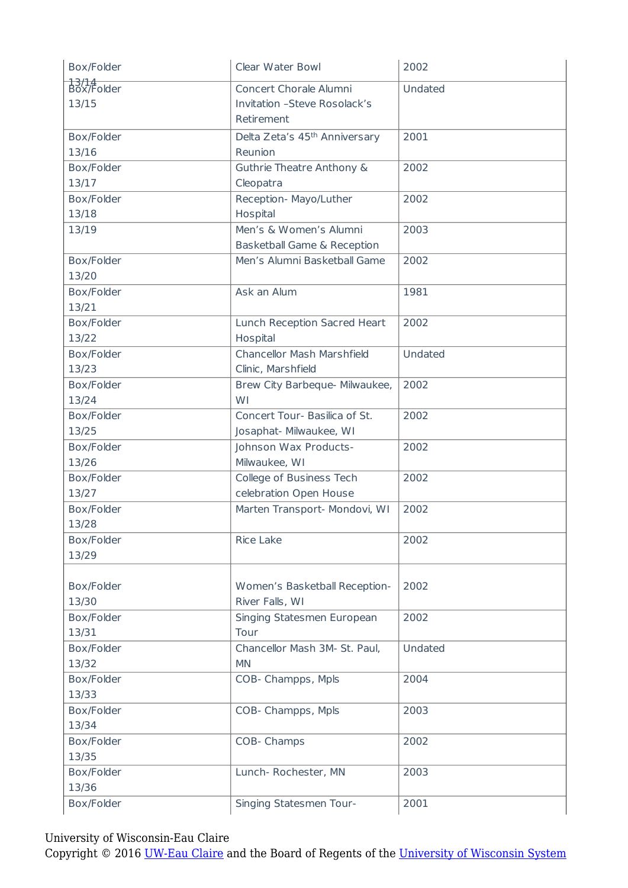| Box/Folder 13/14 | Clear Water Bowl | 2002 |
|---|---|---|
| Box/Folder 13/15 | Concert Chorale Alumni Invitation –Steve Rosolack's Retirement | Undated |
| Box/Folder 13/16 | Delta Zeta's 45th Anniversary Reunion | 2001 |
| Box/Folder 13/17 | Guthrie Theatre Anthony & Cleopatra | 2002 |
| Box/Folder 13/18 | Reception- Mayo/Luther Hospital | 2002 |
| 13/19 | Men's & Women's Alumni Basketball Game & Reception | 2003 |
| Box/Folder 13/20 | Men's Alumni Basketball Game | 2002 |
| Box/Folder 13/21 | Ask an Alum | 1981 |
| Box/Folder 13/22 | Lunch Reception Sacred Heart Hospital | 2002 |
| Box/Folder 13/23 | Chancellor Mash Marshfield Clinic, Marshfield | Undated |
| Box/Folder 13/24 | Brew City Barbeque- Milwaukee, WI | 2002 |
| Box/Folder 13/25 | Concert Tour- Basilica of St. Josaphat- Milwaukee, WI | 2002 |
| Box/Folder 13/26 | Johnson Wax Products- Milwaukee, WI | 2002 |
| Box/Folder 13/27 | College of Business Tech celebration Open House | 2002 |
| Box/Folder 13/28 | Marten Transport- Mondovi, WI | 2002 |
| Box/Folder 13/29 | Rice Lake | 2002 |
| Box/Folder 13/30 | Women's Basketball Reception- River Falls, WI | 2002 |
| Box/Folder 13/31 | Singing Statesmen European Tour | 2002 |
| Box/Folder 13/32 | Chancellor Mash 3M- St. Paul, MN | Undated |
| Box/Folder 13/33 | COB- Champps, Mpls | 2004 |
| Box/Folder 13/34 | COB- Champps, Mpls | 2003 |
| Box/Folder 13/35 | COB- Champs | 2002 |
| Box/Folder 13/36 | Lunch- Rochester, MN | 2003 |
| Box/Folder | Singing Statesmen Tour- | 2001 |

University of Wisconsin-Eau Claire
Copyright © 2016 UW-Eau Claire and the Board of Regents of the University of Wisconsin System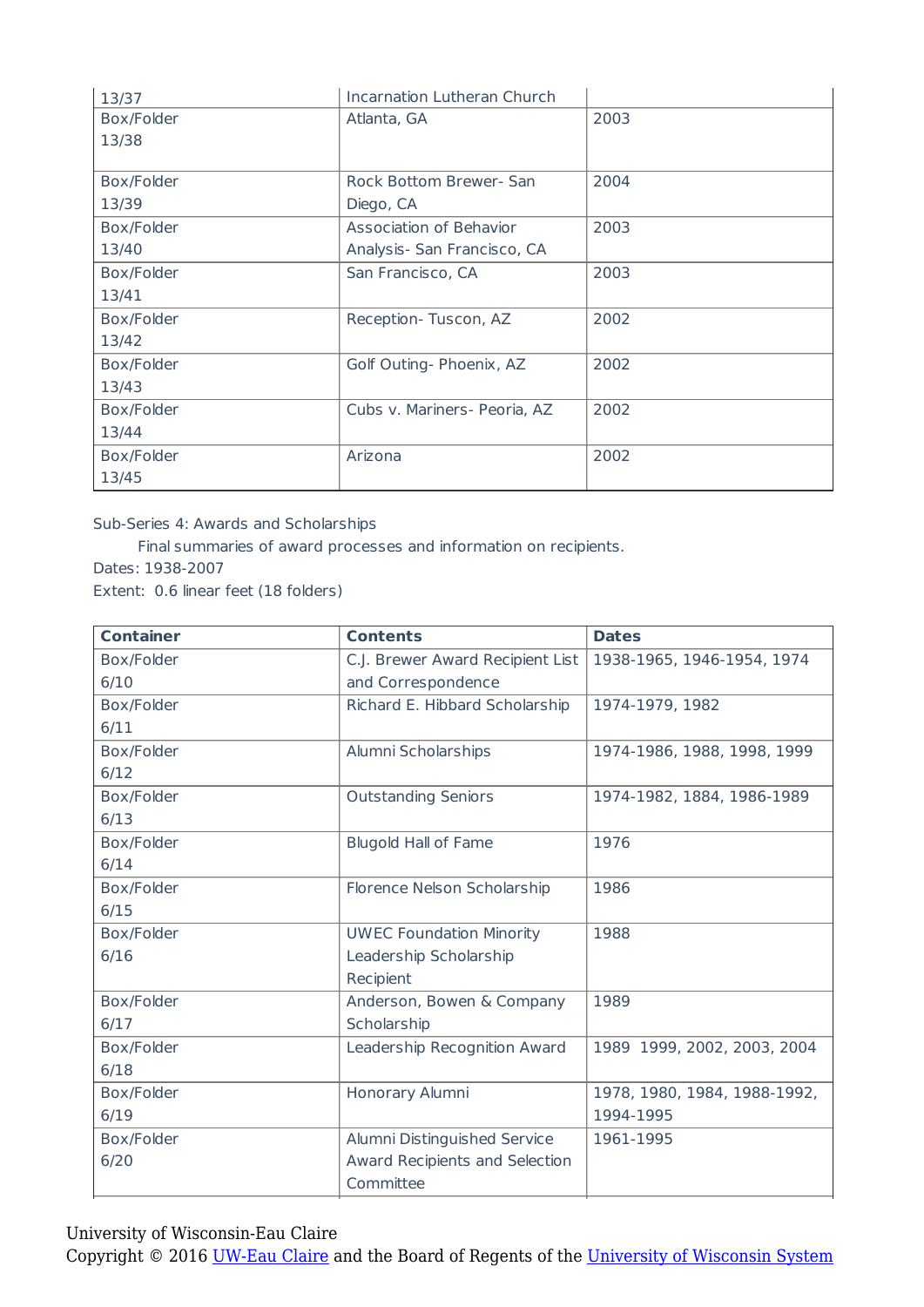| | | |
|---|---|---|
| 13/37 | Incarnation Lutheran Church | |
| Box/Folder 13/38 | Atlanta, GA | 2003 |
| Box/Folder 13/39 | Rock Bottom Brewer- San Diego, CA | 2004 |
| Box/Folder 13/40 | Association of Behavior Analysis- San Francisco, CA | 2003 |
| Box/Folder 13/41 | San Francisco, CA | 2003 |
| Box/Folder 13/42 | Reception- Tuscon, AZ | 2002 |
| Box/Folder 13/43 | Golf Outing- Phoenix, AZ | 2002 |
| Box/Folder 13/44 | Cubs v. Mariners- Peoria, AZ | 2002 |
| Box/Folder 13/45 | Arizona | 2002 |

Sub-Series 4: Awards and Scholarships

Final summaries of award processes and information on recipients.

Dates: 1938-2007

Extent: 0.6 linear feet (18 folders)

| **Container** | **Contents** | **Dates** |
|---|---|---|
| Box/Folder 6/10 | C.J. Brewer Award Recipient List and Correspondence | 1938-1965, 1946-1954, 1974 |
| Box/Folder 6/11 | Richard E. Hibbard Scholarship | 1974-1979, 1982 |
| Box/Folder 6/12 | Alumni Scholarships | 1974-1986, 1988, 1998, 1999 |
| Box/Folder 6/13 | Outstanding Seniors | 1974-1982, 1884, 1986-1989 |
| Box/Folder 6/14 | Blugold Hall of Fame | 1976 |
| Box/Folder 6/15 | Florence Nelson Scholarship | 1986 |
| Box/Folder 6/16 | UWEC Foundation Minority Leadership Scholarship Recipient | 1988 |
| Box/Folder 6/17 | Anderson, Bowen & Company Scholarship | 1989 |
| Box/Folder 6/18 | Leadership Recognition Award | 1989 1999, 2002, 2003, 2004 |
| Box/Folder 6/19 | Honorary Alumni | 1978, 1980, 1984, 1988-1992, 1994-1995 |
| Box/Folder 6/20 | Alumni Distinguished Service Award Recipients and Selection Committee | 1961-1995 |

University of Wisconsin-Eau Claire
Copyright © 2016 UW-Eau Claire and the Board of Regents of the University of Wisconsin System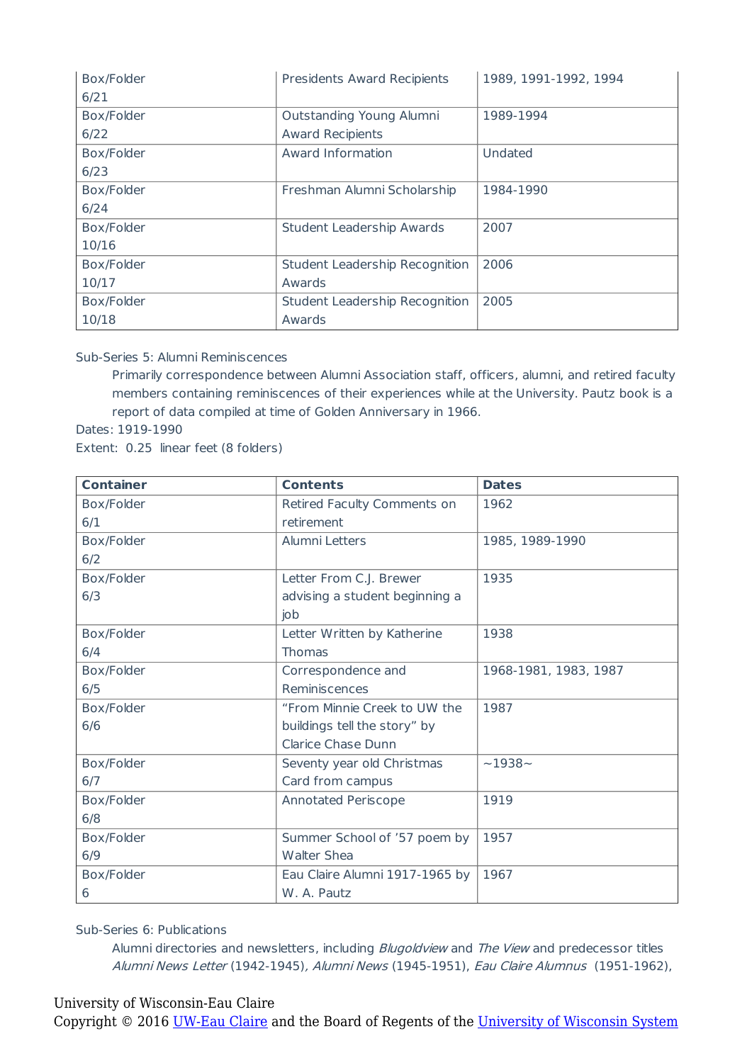| | | |
|---|---|---|
| Box/Folder 6/21 | Presidents Award Recipients | 1989, 1991-1992, 1994 |
| Box/Folder 6/22 | Outstanding Young Alumni Award Recipients | 1989-1994 |
| Box/Folder 6/23 | Award Information | Undated |
| Box/Folder 6/24 | Freshman Alumni Scholarship | 1984-1990 |
| Box/Folder 10/16 | Student Leadership Awards | 2007 |
| Box/Folder 10/17 | Student Leadership Recognition Awards | 2006 |
| Box/Folder 10/18 | Student Leadership Recognition Awards | 2005 |

Sub-Series 5: Alumni Reminiscences

Primarily correspondence between Alumni Association staff, officers, alumni, and retired faculty members containing reminiscences of their experiences while at the University. Pautz book is a report of data compiled at time of Golden Anniversary in 1966.

Dates: 1919-1990

Extent: 0.25 linear feet (8 folders)

| Container | Contents | Dates |
|---|---|---|
| Box/Folder 6/1 | Retired Faculty Comments on retirement | 1962 |
| Box/Folder 6/2 | Alumni Letters | 1985, 1989-1990 |
| Box/Folder 6/3 | Letter From C.J. Brewer advising a student beginning a job | 1935 |
| Box/Folder 6/4 | Letter Written by Katherine Thomas | 1938 |
| Box/Folder 6/5 | Correspondence and Reminiscences | 1968-1981, 1983, 1987 |
| Box/Folder 6/6 | "From Minnie Creek to UW the buildings tell the story" by Clarice Chase Dunn | 1987 |
| Box/Folder 6/7 | Seventy year old Christmas Card from campus | ~1938~ |
| Box/Folder 6/8 | Annotated Periscope | 1919 |
| Box/Folder 6/9 | Summer School of '57 poem by Walter Shea | 1957 |
| Box/Folder 6 | Eau Claire Alumni 1917-1965 by W. A. Pautz | 1967 |

Sub-Series 6: Publications

Alumni directories and newsletters, including *Blugoldview* and *The View* and predecessor titles *Alumni News Letter* (1942-1945), *Alumni News* (1945-1951), *Eau Claire Alumnus* (1951-1962),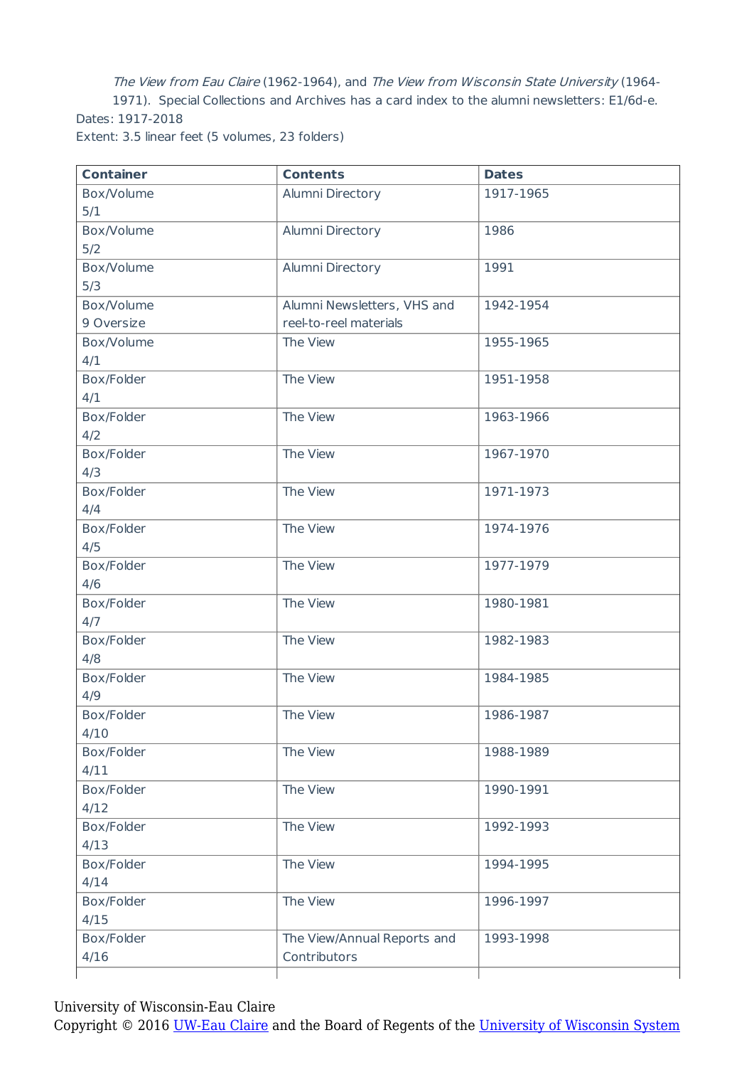*The View from Eau Claire* (1962-1964), and *The View from Wisconsin State University* (1964-1971). Special Collections and Archives has a card index to the alumni newsletters: E1/6d-e.

Dates: 1917-2018

Extent: 3.5 linear feet (5 volumes, 23 folders)

| Container | Contents | Dates |
|---|---|---|
| Box/Volume 5/1 | Alumni Directory | 1917-1965 |
| Box/Volume 5/2 | Alumni Directory | 1986 |
| Box/Volume 5/3 | Alumni Directory | 1991 |
| Box/Volume 9 Oversize | Alumni Newsletters, VHS and reel-to-reel materials | 1942-1954 |
| Box/Volume 4/1 | The View | 1955-1965 |
| Box/Folder 4/1 | The View | 1951-1958 |
| Box/Folder 4/2 | The View | 1963-1966 |
| Box/Folder 4/3 | The View | 1967-1970 |
| Box/Folder 4/4 | The View | 1971-1973 |
| Box/Folder 4/5 | The View | 1974-1976 |
| Box/Folder 4/6 | The View | 1977-1979 |
| Box/Folder 4/7 | The View | 1980-1981 |
| Box/Folder 4/8 | The View | 1982-1983 |
| Box/Folder 4/9 | The View | 1984-1985 |
| Box/Folder 4/10 | The View | 1986-1987 |
| Box/Folder 4/11 | The View | 1988-1989 |
| Box/Folder 4/12 | The View | 1990-1991 |
| Box/Folder 4/13 | The View | 1992-1993 |
| Box/Folder 4/14 | The View | 1994-1995 |
| Box/Folder 4/15 | The View | 1996-1997 |
| Box/Folder 4/16 | The View/Annual Reports and Contributors | 1993-1998 |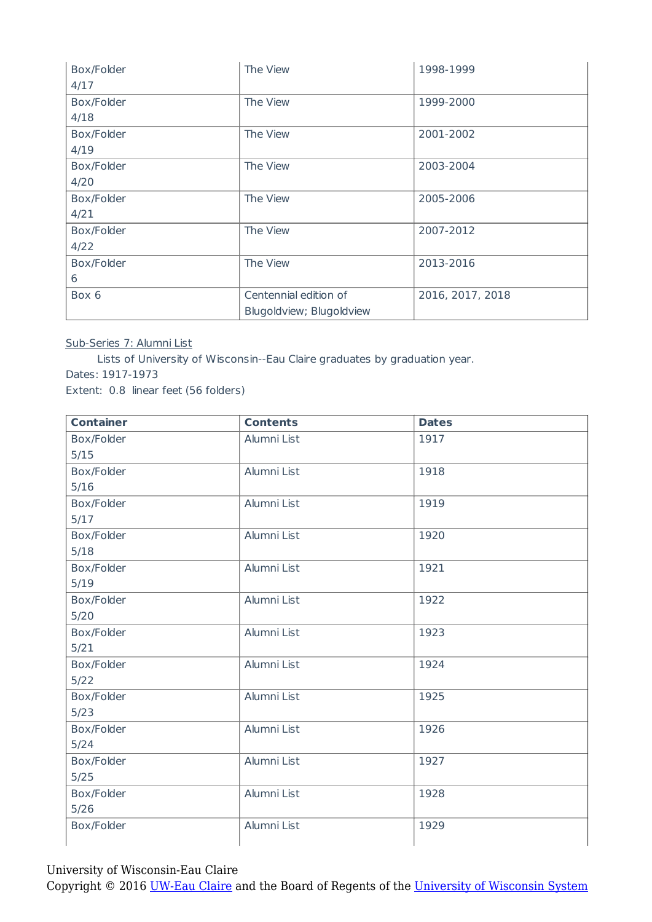| Box/Folder 4/17 | The View | 1998-1999 |
|---|---|---|
| Box/Folder 4/18 | The View | 1999-2000 |
| Box/Folder 4/19 | The View | 2001-2002 |
| Box/Folder 4/20 | The View | 2003-2004 |
| Box/Folder 4/21 | The View | 2005-2006 |
| Box/Folder 4/22 | The View | 2007-2012 |
| Box/Folder 6 | The View | 2013-2016 |
| Box 6 | Centennial edition of Blugoldview; Blugoldview | 2016, 2017, 2018 |

Sub-Series 7: Alumni List

Lists of University of Wisconsin--Eau Claire graduates by graduation year.

Dates: 1917-1973

Extent: 0.8 linear feet (56 folders)

| Container | Contents | Dates |
|---|---|---|
| Box/Folder 5/15 | Alumni List | 1917 |
| Box/Folder 5/16 | Alumni List | 1918 |
| Box/Folder 5/17 | Alumni List | 1919 |
| Box/Folder 5/18 | Alumni List | 1920 |
| Box/Folder 5/19 | Alumni List | 1921 |
| Box/Folder 5/20 | Alumni List | 1922 |
| Box/Folder 5/21 | Alumni List | 1923 |
| Box/Folder 5/22 | Alumni List | 1924 |
| Box/Folder 5/23 | Alumni List | 1925 |
| Box/Folder 5/24 | Alumni List | 1926 |
| Box/Folder 5/25 | Alumni List | 1927 |
| Box/Folder 5/26 | Alumni List | 1928 |
| Box/Folder | Alumni List | 1929 |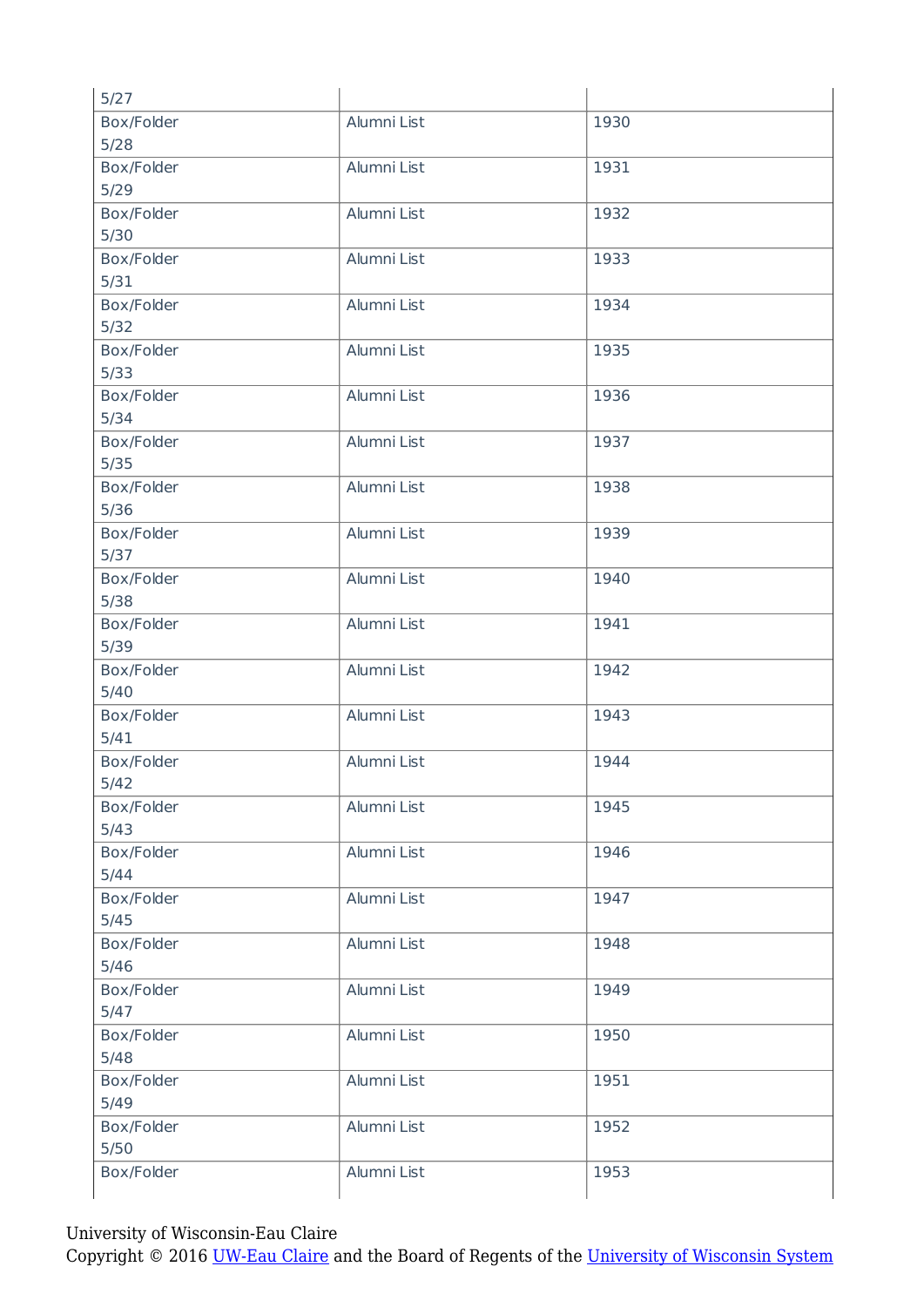| 5/27 | | |
|---|---|---|
| Box/Folder 5/28 | Alumni List | 1930 |
| Box/Folder 5/29 | Alumni List | 1931 |
| Box/Folder 5/30 | Alumni List | 1932 |
| Box/Folder 5/31 | Alumni List | 1933 |
| Box/Folder 5/32 | Alumni List | 1934 |
| Box/Folder 5/33 | Alumni List | 1935 |
| Box/Folder 5/34 | Alumni List | 1936 |
| Box/Folder 5/35 | Alumni List | 1937 |
| Box/Folder 5/36 | Alumni List | 1938 |
| Box/Folder 5/37 | Alumni List | 1939 |
| Box/Folder 5/38 | Alumni List | 1940 |
| Box/Folder 5/39 | Alumni List | 1941 |
| Box/Folder 5/40 | Alumni List | 1942 |
| Box/Folder 5/41 | Alumni List | 1943 |
| Box/Folder 5/42 | Alumni List | 1944 |
| Box/Folder 5/43 | Alumni List | 1945 |
| Box/Folder 5/44 | Alumni List | 1946 |
| Box/Folder 5/45 | Alumni List | 1947 |
| Box/Folder 5/46 | Alumni List | 1948 |
| Box/Folder 5/47 | Alumni List | 1949 |
| Box/Folder 5/48 | Alumni List | 1950 |
| Box/Folder 5/49 | Alumni List | 1951 |
| Box/Folder 5/50 | Alumni List | 1952 |
| Box/Folder | Alumni List | 1953 |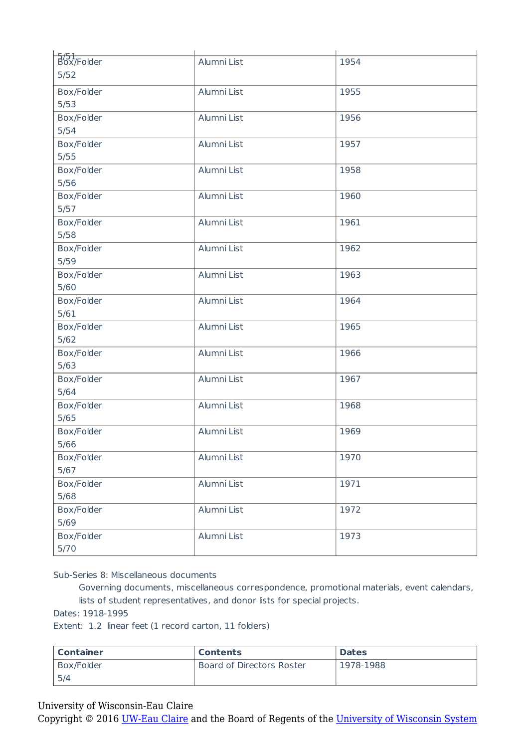| | | |
|---|---|---|
| 5/51 | | |
| Box/Folder 5/52 | Alumni List | 1954 |
| Box/Folder 5/53 | Alumni List | 1955 |
| Box/Folder 5/54 | Alumni List | 1956 |
| Box/Folder 5/55 | Alumni List | 1957 |
| Box/Folder 5/56 | Alumni List | 1958 |
| Box/Folder 5/57 | Alumni List | 1960 |
| Box/Folder 5/58 | Alumni List | 1961 |
| Box/Folder 5/59 | Alumni List | 1962 |
| Box/Folder 5/60 | Alumni List | 1963 |
| Box/Folder 5/61 | Alumni List | 1964 |
| Box/Folder 5/62 | Alumni List | 1965 |
| Box/Folder 5/63 | Alumni List | 1966 |
| Box/Folder 5/64 | Alumni List | 1967 |
| Box/Folder 5/65 | Alumni List | 1968 |
| Box/Folder 5/66 | Alumni List | 1969 |
| Box/Folder 5/67 | Alumni List | 1970 |
| Box/Folder 5/68 | Alumni List | 1971 |
| Box/Folder 5/69 | Alumni List | 1972 |
| Box/Folder 5/70 | Alumni List | 1973 |

Sub-Series 8: Miscellaneous documents

Governing documents, miscellaneous correspondence, promotional materials, event calendars, lists of student representatives, and donor lists for special projects.

Dates: 1918-1995

Extent: 1.2 linear feet (1 record carton, 11 folders)

| **Container** | **Contents** | **Dates** |
|---|---|---|
| Box/Folder 5/4 | Board of Directors Roster | 1978-1988 |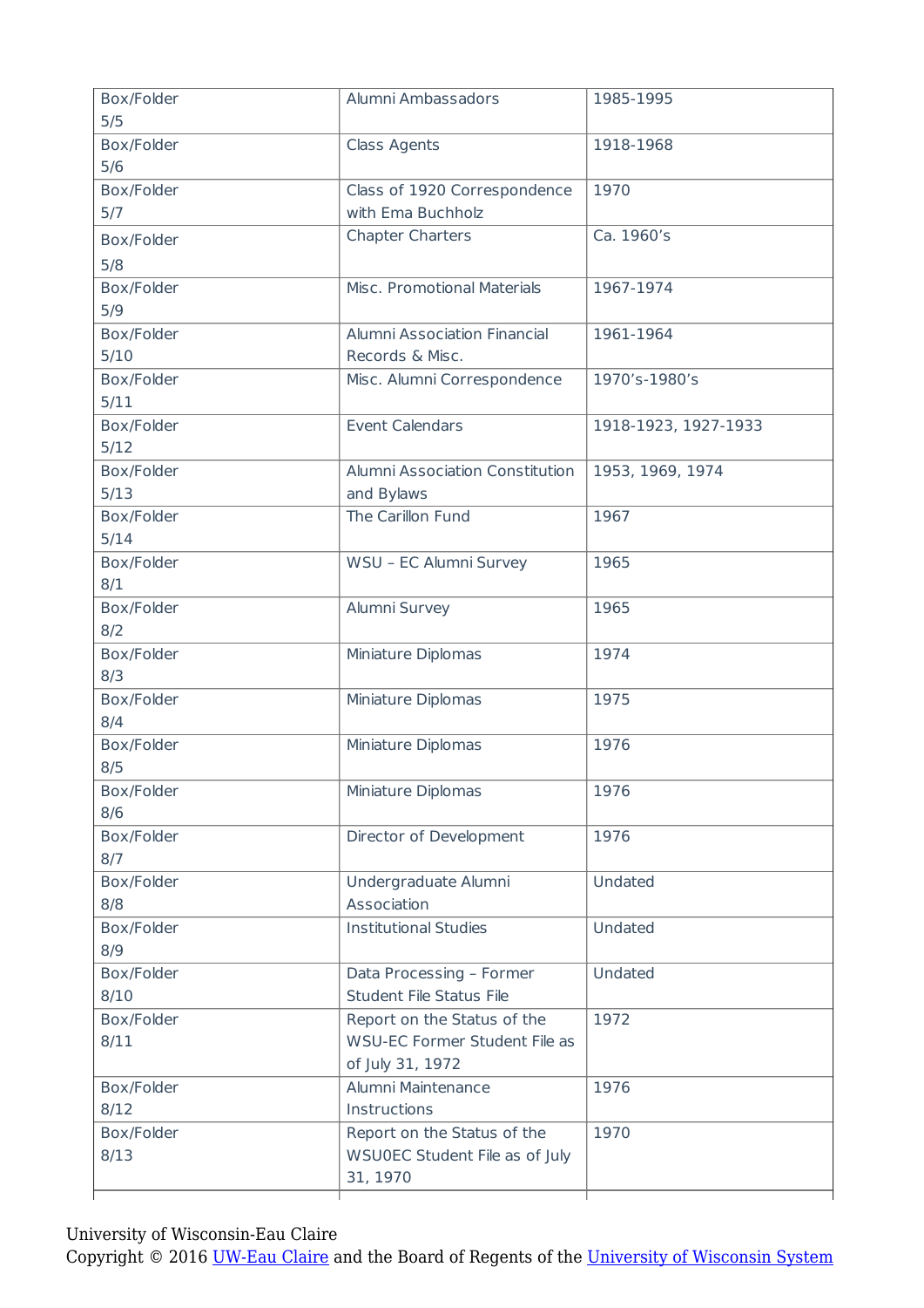| Box/Folder 5/5 | Alumni Ambassadors | 1985-1995 |
|---|---|---|
| Box/Folder 5/6 | Class Agents | 1918-1968 |
| Box/Folder 5/7 | Class of 1920 Correspondence with Ema Buchholz | 1970 |
| Box/Folder 5/8 | Chapter Charters | Ca. 1960's |
| Box/Folder 5/9 | Misc. Promotional Materials | 1967-1974 |
| Box/Folder 5/10 | Alumni Association Financial Records & Misc. | 1961-1964 |
| Box/Folder 5/11 | Misc. Alumni Correspondence | 1970's-1980's |
| Box/Folder 5/12 | Event Calendars | 1918-1923, 1927-1933 |
| Box/Folder 5/13 | Alumni Association Constitution and Bylaws | 1953, 1969, 1974 |
| Box/Folder 5/14 | The Carillon Fund | 1967 |
| Box/Folder 8/1 | WSU – EC Alumni Survey | 1965 |
| Box/Folder 8/2 | Alumni Survey | 1965 |
| Box/Folder 8/3 | Miniature Diplomas | 1974 |
| Box/Folder 8/4 | Miniature Diplomas | 1975 |
| Box/Folder 8/5 | Miniature Diplomas | 1976 |
| Box/Folder 8/6 | Miniature Diplomas | 1976 |
| Box/Folder 8/7 | Director of Development | 1976 |
| Box/Folder 8/8 | Undergraduate Alumni Association | Undated |
| Box/Folder 8/9 | Institutional Studies | Undated |
| Box/Folder 8/10 | Data Processing – Former Student File Status File | Undated |
| Box/Folder 8/11 | Report on the Status of the WSU-EC Former Student File as of July 31, 1972 | 1972 |
| Box/Folder 8/12 | Alumni Maintenance Instructions | 1976 |
| Box/Folder 8/13 | Report on the Status of the WSU0EC Student File as of July 31, 1970 | 1970 |

University of Wisconsin-Eau Claire
Copyright © 2016 UW-Eau Claire and the Board of Regents of the University of Wisconsin System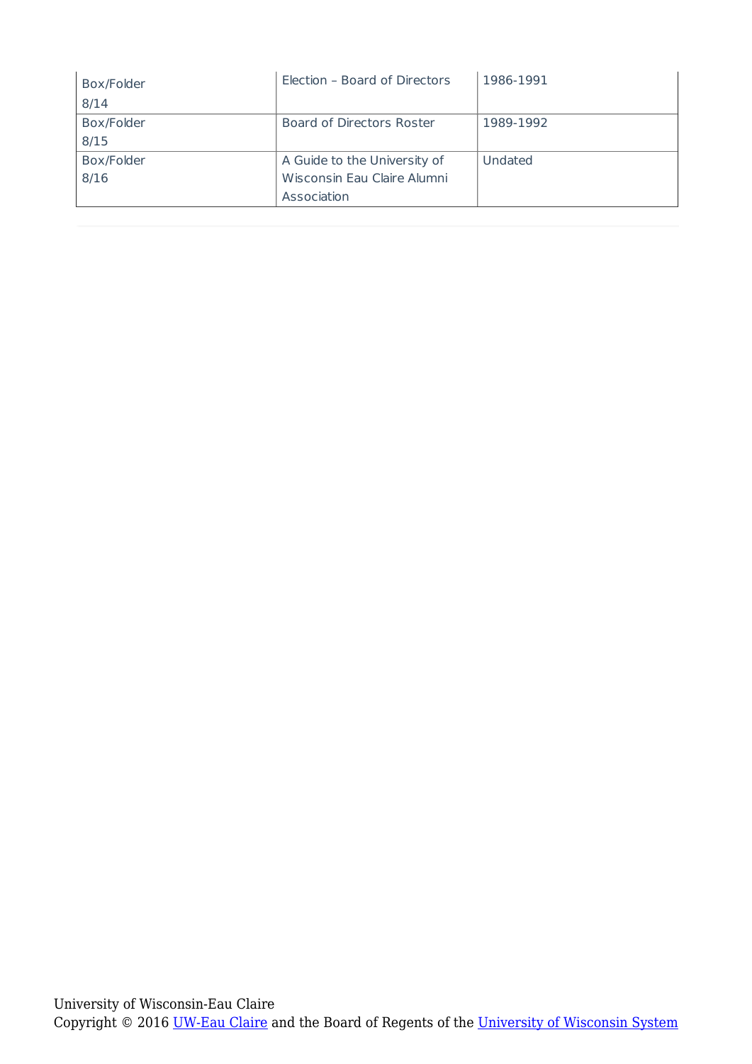| | | |
|---|---|---|
| Box/Folder 8/14 | Election – Board of Directors | 1986-1991 |
| Box/Folder 8/15 | Board of Directors Roster | 1989-1992 |
| Box/Folder 8/16 | A Guide to the University of Wisconsin Eau Claire Alumni Association | Undated |

University of Wisconsin-Eau Claire
Copyright © 2016 UW-Eau Claire and the Board of Regents of the University of Wisconsin System